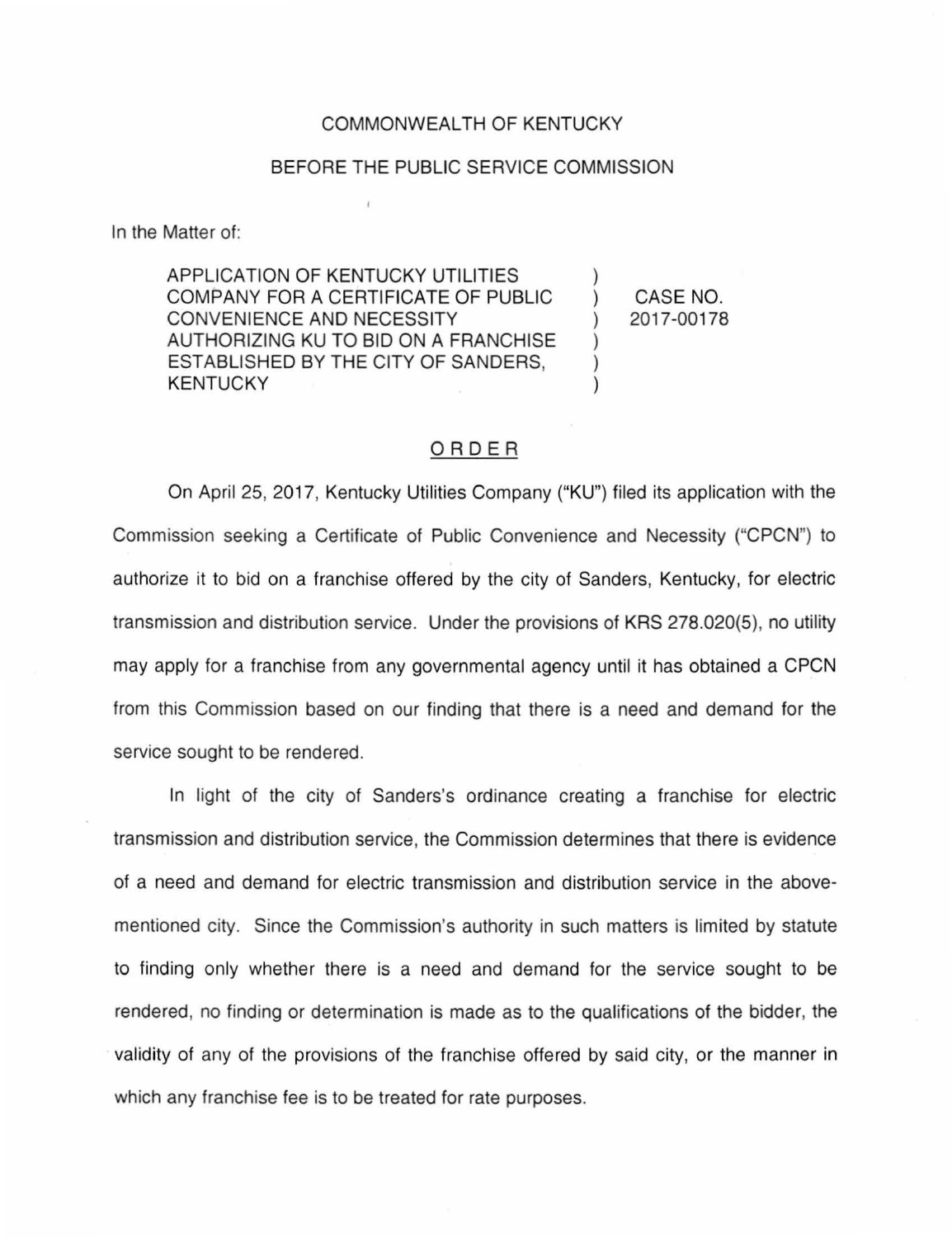COMMONWEALTH OF KENTUCKY

BEFORE THE PUBLIC SERVICE COMMISSION

In the Matter of:

| | | |
|---|---|---|
| APPLICATION OF KENTUCKY UTILITIES COMPANY FOR A CERTIFICATE OF PUBLIC CONVENIENCE AND NECESSITY AUTHORIZING KU TO BID ON A FRANCHISE ESTABLISHED BY THE CITY OF SANDERS, KENTUCKY | ) | CASE NO. 2017-00178 |

## ORDER

On April 25, 2017, Kentucky Utilities Company ("KU") filed its application with the Commission seeking a Certificate of Public Convenience and Necessity ("CPCN") to authorize it to bid on a franchise offered by the city of Sanders, Kentucky, for electric transmission and distribution service. Under the provisions of KRS 278.020(5), no utility may apply for a franchise from any governmental agency until it has obtained a CPCN from this Commission based on our finding that there is a need and demand for the service sought to be rendered.

In light of the city of Sanders's ordinance creating a franchise for electric transmission and distribution service, the Commission determines that there is evidence of a need and demand for electric transmission and distribution service in the above-mentioned city. Since the Commission's authority in such matters is limited by statute to finding only whether there is a need and demand for the service sought to be rendered, no finding or determination is made as to the qualifications of the bidder, the validity of any of the provisions of the franchise offered by said city, or the manner in which any franchise fee is to be treated for rate purposes.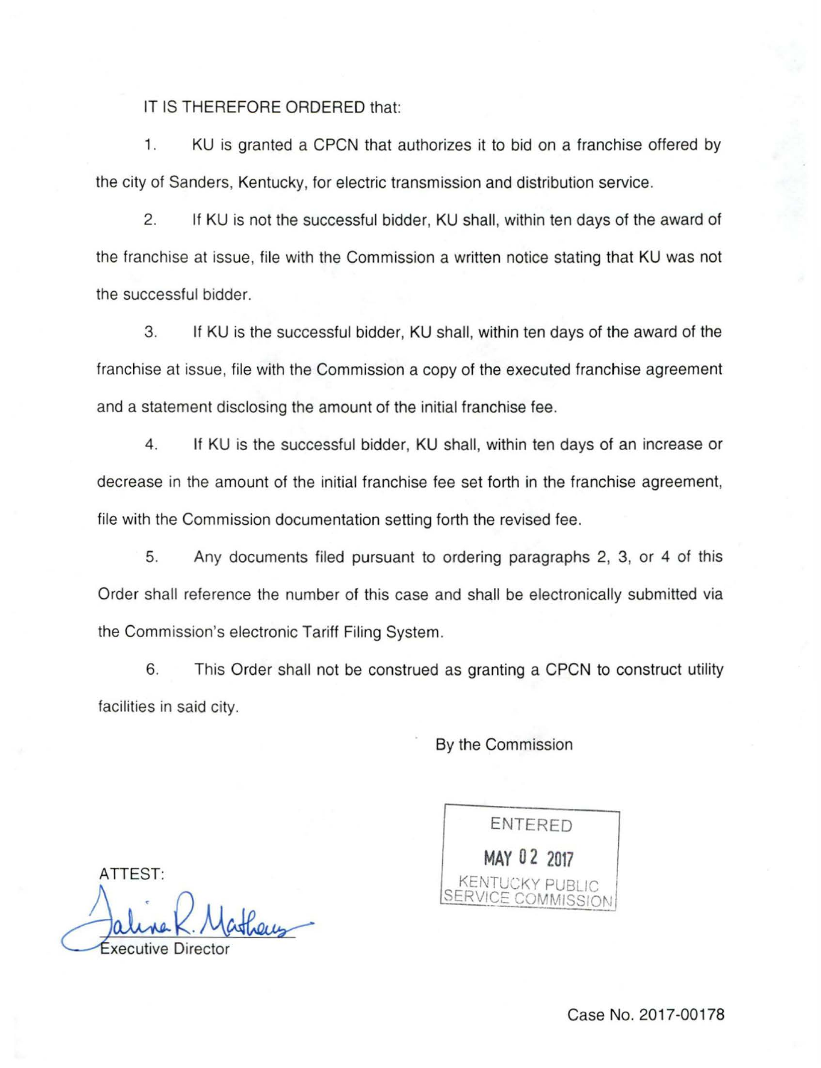IT IS THEREFORE ORDERED that:

1. KU is granted a CPCN that authorizes it to bid on a franchise offered by the city of Sanders, Kentucky, for electric transmission and distribution service.

2. If KU is not the successful bidder, KU shall, within ten days of the award of the franchise at issue, file with the Commission a written notice stating that KU was not the successful bidder.

3. If KU is the successful bidder, KU shall, within ten days of the award of the franchise at issue, file with the Commission a copy of the executed franchise agreement and a statement disclosing the amount of the initial franchise fee.

4. If KU is the successful bidder, KU shall, within ten days of an increase or decrease in the amount of the initial franchise fee set forth in the franchise agreement, file with the Commission documentation setting forth the revised fee.

5. Any documents filed pursuant to ordering paragraphs 2, 3, or 4 of this Order shall reference the number of this case and shall be electronically submitted via the Commission's electronic Tariff Filing System.

6. This Order shall not be construed as granting a CPCN to construct utility facilities in said city.

By the Commission

ENTERED
MAY 02 2017
KENTUCKY PUBLIC SERVICE COMMISSION

ATTEST:

Executive Director

Case No. 2017-00178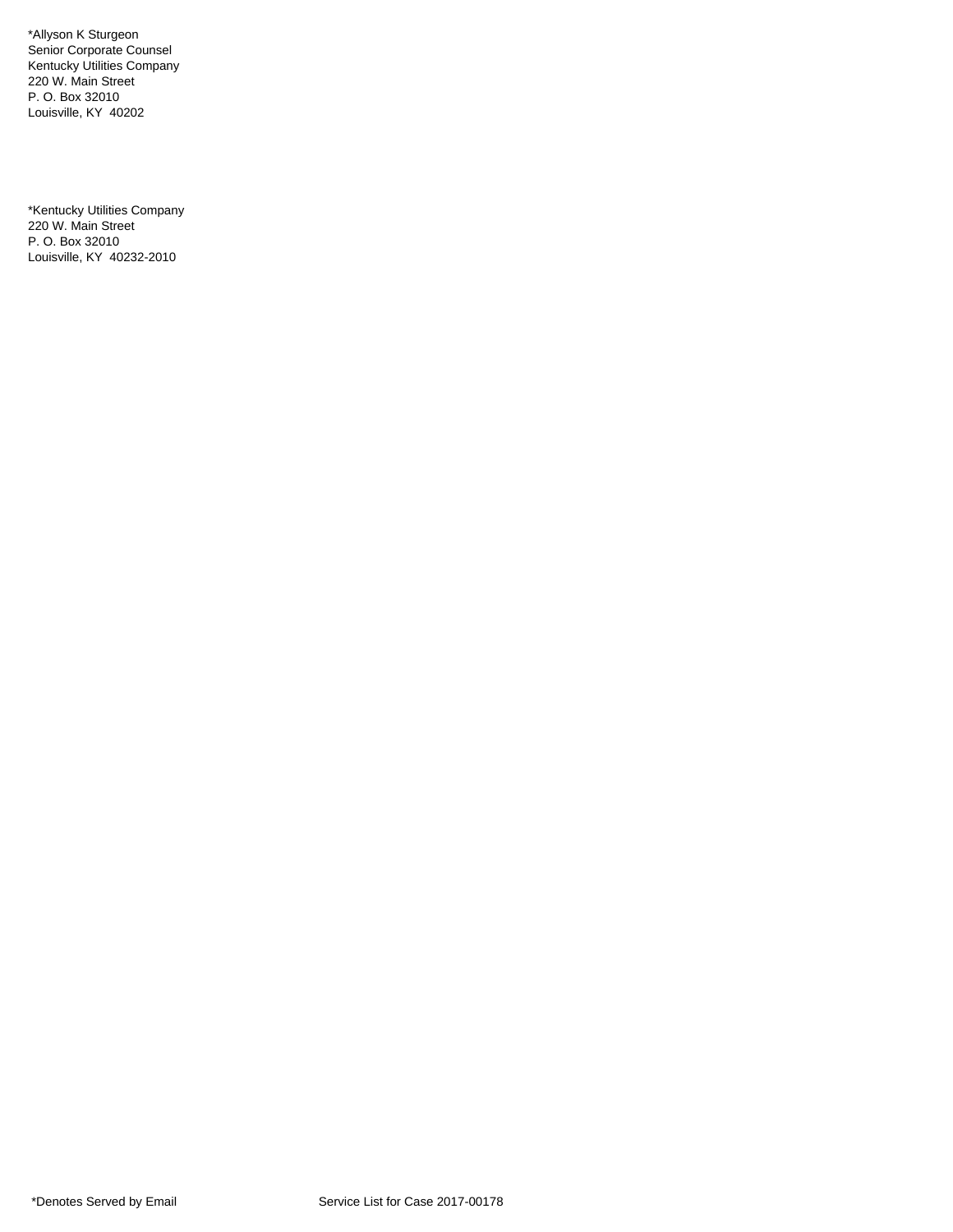*Allyson K Sturgeon
Senior Corporate Counsel
Kentucky Utilities Company
220 W. Main Street
P. O. Box 32010
Louisville, KY 40202

*Kentucky Utilities Company
220 W. Main Street
P. O. Box 32010
Louisville, KY 40232-2010

*Denotes Served by Email

Service List for Case 2017-00178